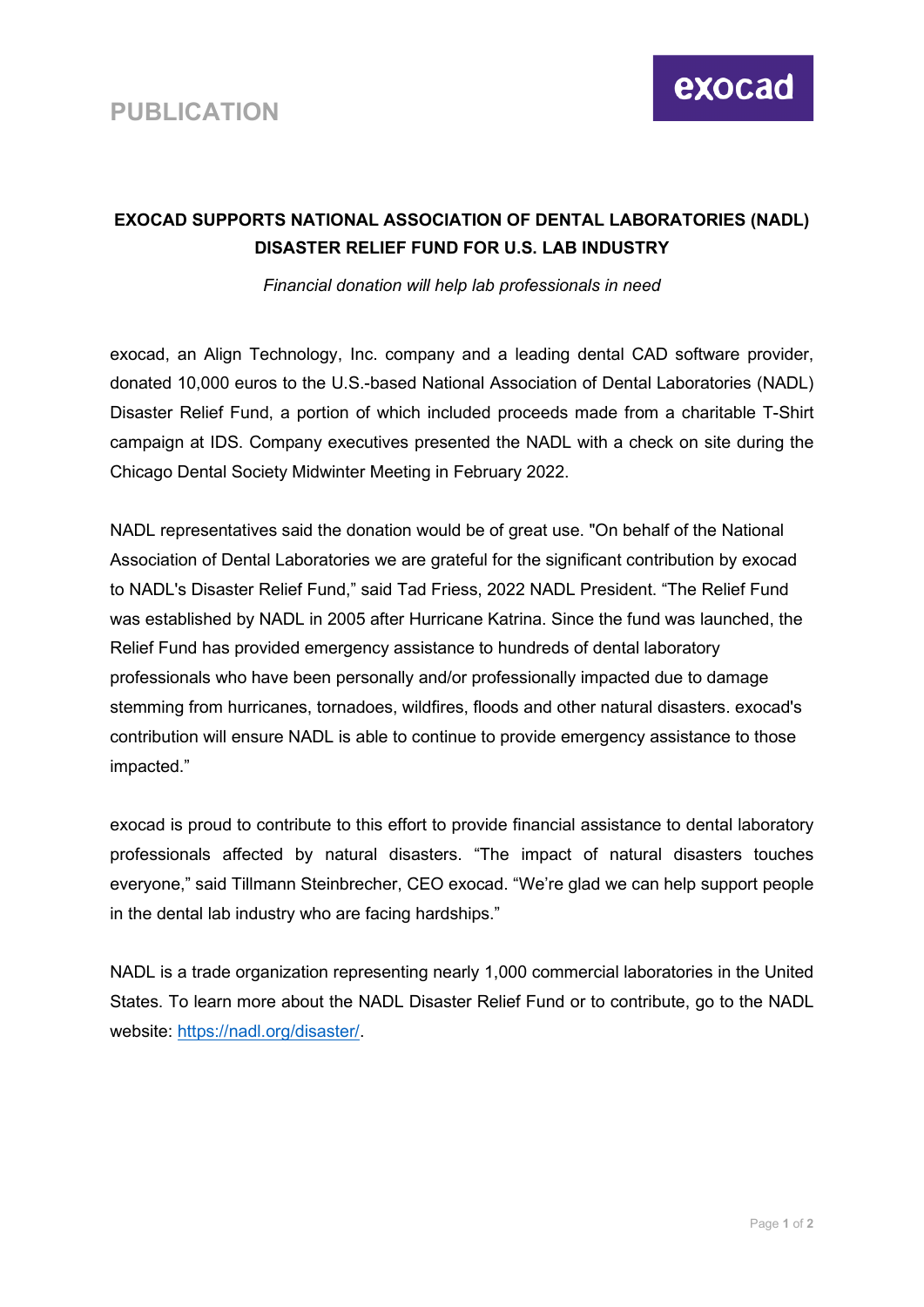**PUBLICATION**

# EXOCAD SUPPORTS NATIONAL ASSOCIATION OF DENTAL LABORATORIES (NADL) DISASTER RELIEF FUND FOR U.S. LAB INDUSTRY

*Financial donation will help lab professionals in need*

exocad, an Align Technology, Inc. company and a leading dental CAD software provider, donated 10,000 euros to the U.S.-based National Association of Dental Laboratories (NADL) Disaster Relief Fund, a portion of which included proceeds made from a charitable T-Shirt campaign at IDS. Company executives presented the NADL with a check on site during the Chicago Dental Society Midwinter Meeting in February 2022.

NADL representatives said the donation would be of great use. "On behalf of the National Association of Dental Laboratories we are grateful for the significant contribution by exocad to NADL's Disaster Relief Fund," said Tad Friess, 2022 NADL President. "The Relief Fund was established by NADL in 2005 after Hurricane Katrina. Since the fund was launched, the Relief Fund has provided emergency assistance to hundreds of dental laboratory professionals who have been personally and/or professionally impacted due to damage stemming from hurricanes, tornadoes, wildfires, floods and other natural disasters. exocad's contribution will ensure NADL is able to continue to provide emergency assistance to those impacted."

exocad is proud to contribute to this effort to provide financial assistance to dental laboratory professionals affected by natural disasters. "The impact of natural disasters touches everyone," said Tillmann Steinbrecher, CEO exocad. "We're glad we can help support people in the dental lab industry who are facing hardships."

NADL is a trade organization representing nearly 1,000 commercial laboratories in the United States. To learn more about the NADL Disaster Relief Fund or to contribute, go to the NADL website: [https://nadl.org/disaster/](https://nadl.org/disaster/).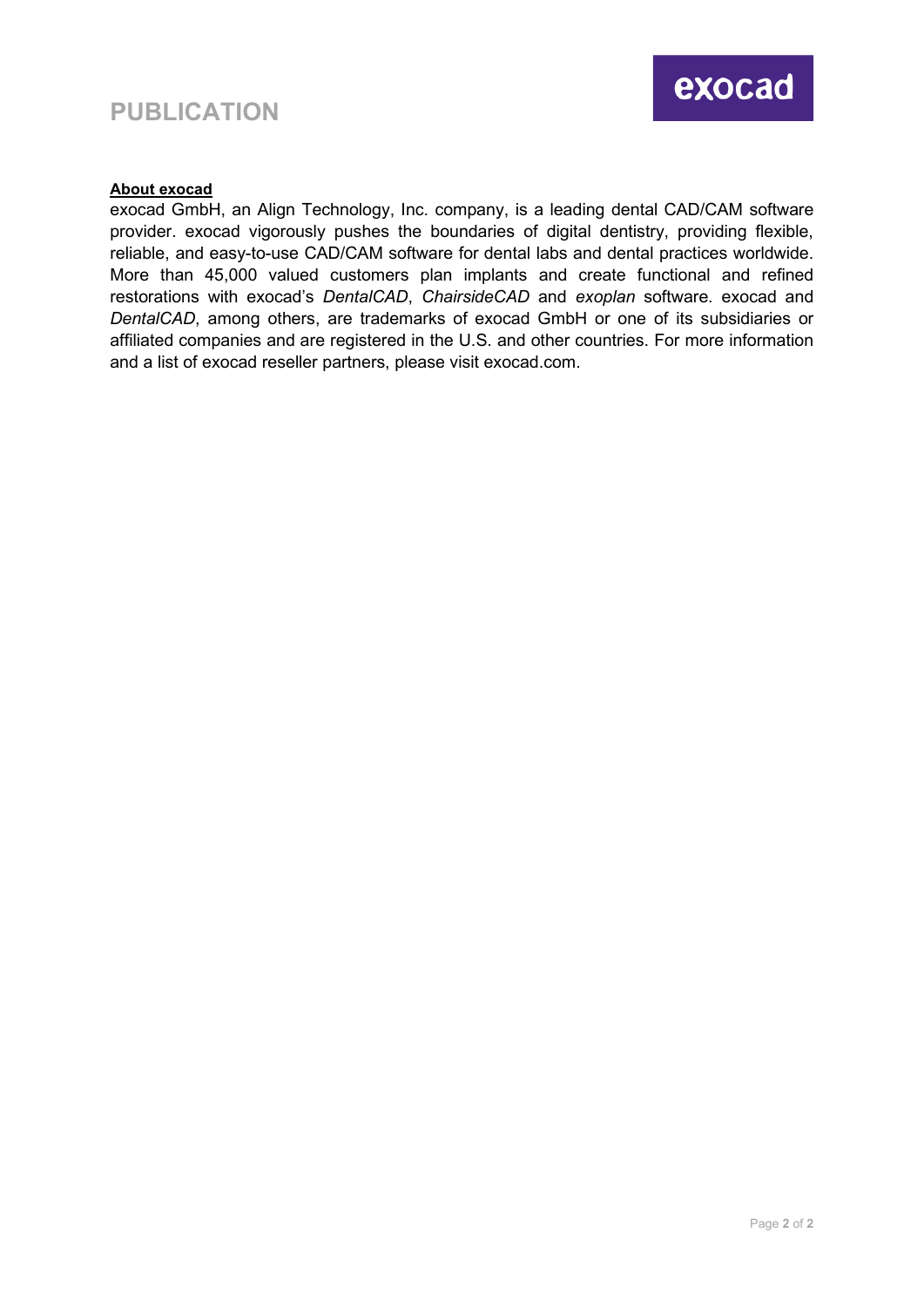**About exocad**

exocad GmbH, an Align Technology, Inc. company, is a leading dental CAD/CAM software provider. exocad vigorously pushes the boundaries of digital dentistry, providing flexible, reliable, and easy-to-use CAD/CAM software for dental labs and dental practices worldwide. More than 45,000 valued customers plan implants and create functional and refined restorations with exocad's *DentalCAD*, *ChairsideCAD* and *exoplan* software. exocad and *DentalCAD*, among others, are trademarks of exocad GmbH or one of its subsidiaries or affiliated companies and are registered in the U.S. and other countries. For more information and a list of exocad reseller partners, please visit exocad.com.